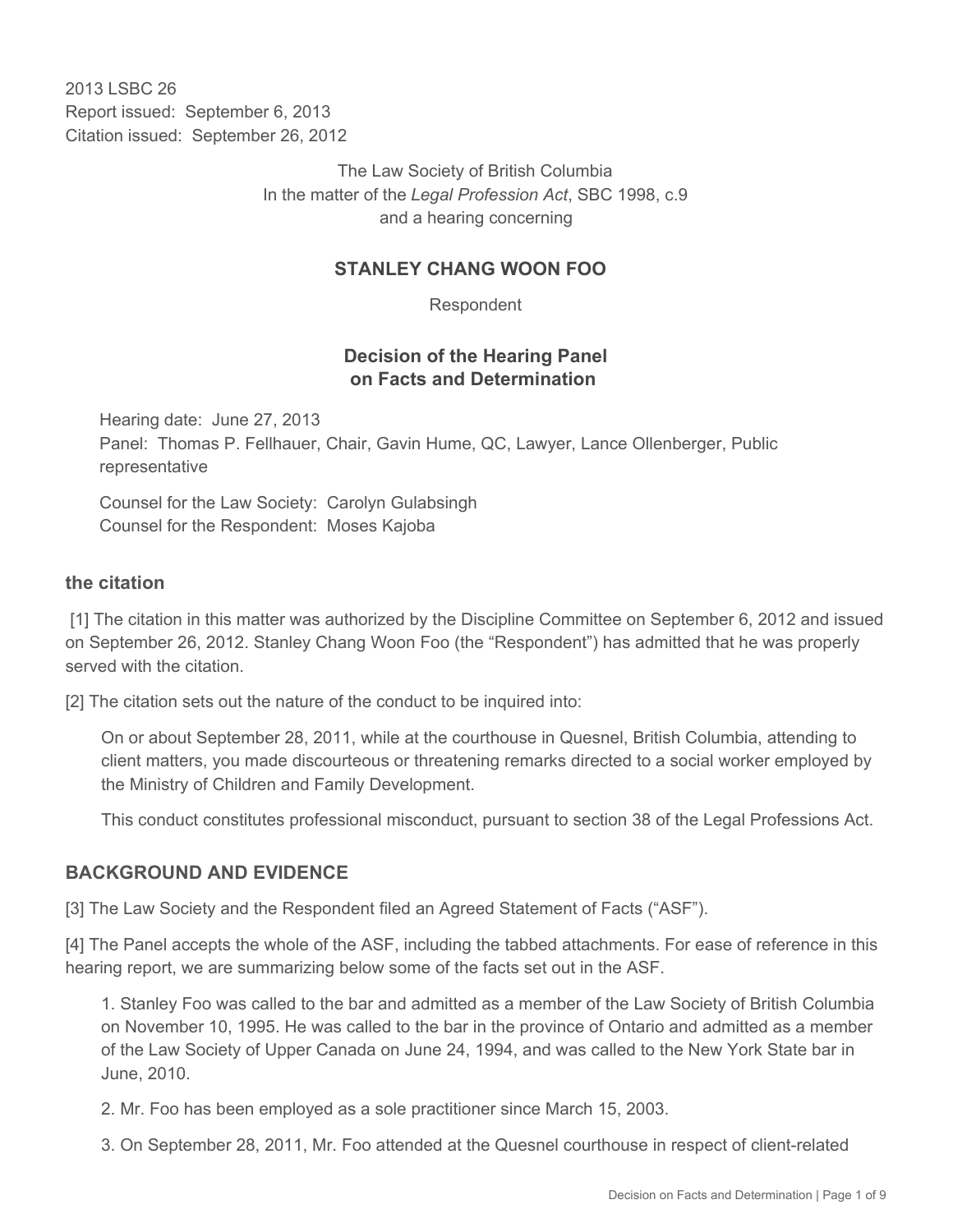2013 LSBC 26
Report issued: September 6, 2013
Citation issued: September 26, 2012

The Law Society of British Columbia
In the matter of the *Legal Profession Act*, SBC 1998, c.9
and a hearing concerning

**STANLEY CHANG WOON FOO**

Respondent

**Decision of the Hearing Panel on Facts and Determination**

Hearing date: June 27, 2013
Panel: Thomas P. Fellhauer, Chair, Gavin Hume, QC, Lawyer, Lance Ollenberger, Public representative

Counsel for the Law Society: Carolyn Gulabsingh
Counsel for the Respondent: Moses Kajoba

## the citation

[1] The citation in this matter was authorized by the Discipline Committee on September 6, 2012 and issued on September 26, 2012. Stanley Chang Woon Foo (the "Respondent") has admitted that he was properly served with the citation.

[2] The citation sets out the nature of the conduct to be inquired into:

> On or about September 28, 2011, while at the courthouse in Quesnel, British Columbia, attending to client matters, you made discourteous or threatening remarks directed to a social worker employed by the Ministry of Children and Family Development.
>
> This conduct constitutes professional misconduct, pursuant to section 38 of the Legal Professions Act.

## BACKGROUND AND EVIDENCE

[3] The Law Society and the Respondent filed an Agreed Statement of Facts ("ASF").

[4] The Panel accepts the whole of the ASF, including the tabbed attachments. For ease of reference in this hearing report, we are summarizing below some of the facts set out in the ASF.

1. Stanley Foo was called to the bar and admitted as a member of the Law Society of British Columbia on November 10, 1995. He was called to the bar in the province of Ontario and admitted as a member of the Law Society of Upper Canada on June 24, 1994, and was called to the New York State bar in June, 2010.
2. Mr. Foo has been employed as a sole practitioner since March 15, 2003.
3. On September 28, 2011, Mr. Foo attended at the Quesnel courthouse in respect of client-related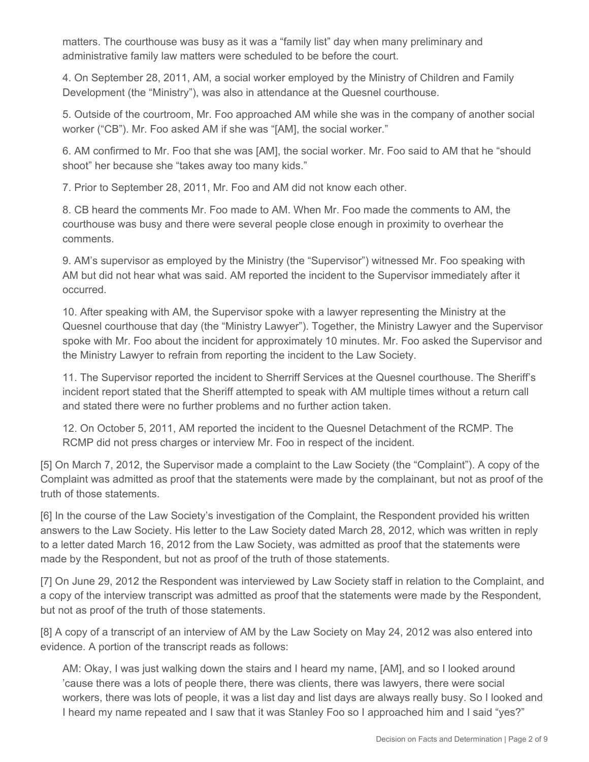matters. The courthouse was busy as it was a "family list" day when many preliminary and administrative family law matters were scheduled to be before the court.

4. On September 28, 2011, AM, a social worker employed by the Ministry of Children and Family Development (the "Ministry"), was also in attendance at the Quesnel courthouse.

5. Outside of the courtroom, Mr. Foo approached AM while she was in the company of another social worker ("CB"). Mr. Foo asked AM if she was "[AM], the social worker."

6. AM confirmed to Mr. Foo that she was [AM], the social worker. Mr. Foo said to AM that he "should shoot" her because she "takes away too many kids."

7. Prior to September 28, 2011, Mr. Foo and AM did not know each other.

8. CB heard the comments Mr. Foo made to AM. When Mr. Foo made the comments to AM, the courthouse was busy and there were several people close enough in proximity to overhear the comments.

9. AM's supervisor as employed by the Ministry (the "Supervisor") witnessed Mr. Foo speaking with AM but did not hear what was said. AM reported the incident to the Supervisor immediately after it occurred.

10. After speaking with AM, the Supervisor spoke with a lawyer representing the Ministry at the Quesnel courthouse that day (the "Ministry Lawyer"). Together, the Ministry Lawyer and the Supervisor spoke with Mr. Foo about the incident for approximately 10 minutes. Mr. Foo asked the Supervisor and the Ministry Lawyer to refrain from reporting the incident to the Law Society.

11. The Supervisor reported the incident to Sherriff Services at the Quesnel courthouse. The Sheriff's incident report stated that the Sheriff attempted to speak with AM multiple times without a return call and stated there were no further problems and no further action taken.

12. On October 5, 2011, AM reported the incident to the Quesnel Detachment of the RCMP. The RCMP did not press charges or interview Mr. Foo in respect of the incident.

[5] On March 7, 2012, the Supervisor made a complaint to the Law Society (the "Complaint"). A copy of the Complaint was admitted as proof that the statements were made by the complainant, but not as proof of the truth of those statements.

[6] In the course of the Law Society's investigation of the Complaint, the Respondent provided his written answers to the Law Society. His letter to the Law Society dated March 28, 2012, which was written in reply to a letter dated March 16, 2012 from the Law Society, was admitted as proof that the statements were made by the Respondent, but not as proof of the truth of those statements.

[7] On June 29, 2012 the Respondent was interviewed by Law Society staff in relation to the Complaint, and a copy of the interview transcript was admitted as proof that the statements were made by the Respondent, but not as proof of the truth of those statements.

[8] A copy of a transcript of an interview of AM by the Law Society on May 24, 2012 was also entered into evidence. A portion of the transcript reads as follows:

> AM: Okay, I was just walking down the stairs and I heard my name, [AM], and so I looked around 'cause there was a lots of people there, there was clients, there was lawyers, there were social workers, there was lots of people, it was a list day and list days are always really busy. So I looked and I heard my name repeated and I saw that it was Stanley Foo so I approached him and I said "yes?"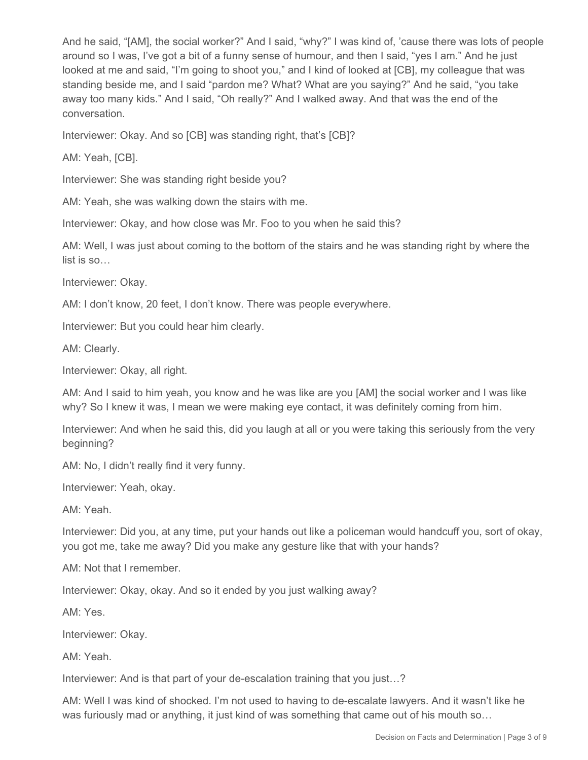And he said, "[AM], the social worker?" And I said, "why?" I was kind of, 'cause there was lots of people around so I was, I've got a bit of a funny sense of humour, and then I said, "yes I am." And he just looked at me and said, "I'm going to shoot you," and I kind of looked at [CB], my colleague that was standing beside me, and I said "pardon me? What? What are you saying?" And he said, "you take away too many kids." And I said, "Oh really?" And I walked away. And that was the end of the conversation.

Interviewer: Okay. And so [CB] was standing right, that's [CB]?

AM: Yeah, [CB].

Interviewer: She was standing right beside you?

AM: Yeah, she was walking down the stairs with me.

Interviewer: Okay, and how close was Mr. Foo to you when he said this?

AM: Well, I was just about coming to the bottom of the stairs and he was standing right by where the list is so…

Interviewer: Okay.

AM: I don't know, 20 feet, I don't know. There was people everywhere.

Interviewer: But you could hear him clearly.

AM: Clearly.

Interviewer: Okay, all right.

AM: And I said to him yeah, you know and he was like are you [AM] the social worker and I was like why? So I knew it was, I mean we were making eye contact, it was definitely coming from him.

Interviewer: And when he said this, did you laugh at all or you were taking this seriously from the very beginning?

AM: No, I didn't really find it very funny.

Interviewer: Yeah, okay.

AM: Yeah.

Interviewer: Did you, at any time, put your hands out like a policeman would handcuff you, sort of okay, you got me, take me away? Did you make any gesture like that with your hands?

AM: Not that I remember.

Interviewer: Okay, okay. And so it ended by you just walking away?

AM: Yes.

Interviewer: Okay.

AM: Yeah.

Interviewer: And is that part of your de-escalation training that you just…?

AM: Well I was kind of shocked. I'm not used to having to de-escalate lawyers. And it wasn't like he was furiously mad or anything, it just kind of was something that came out of his mouth so…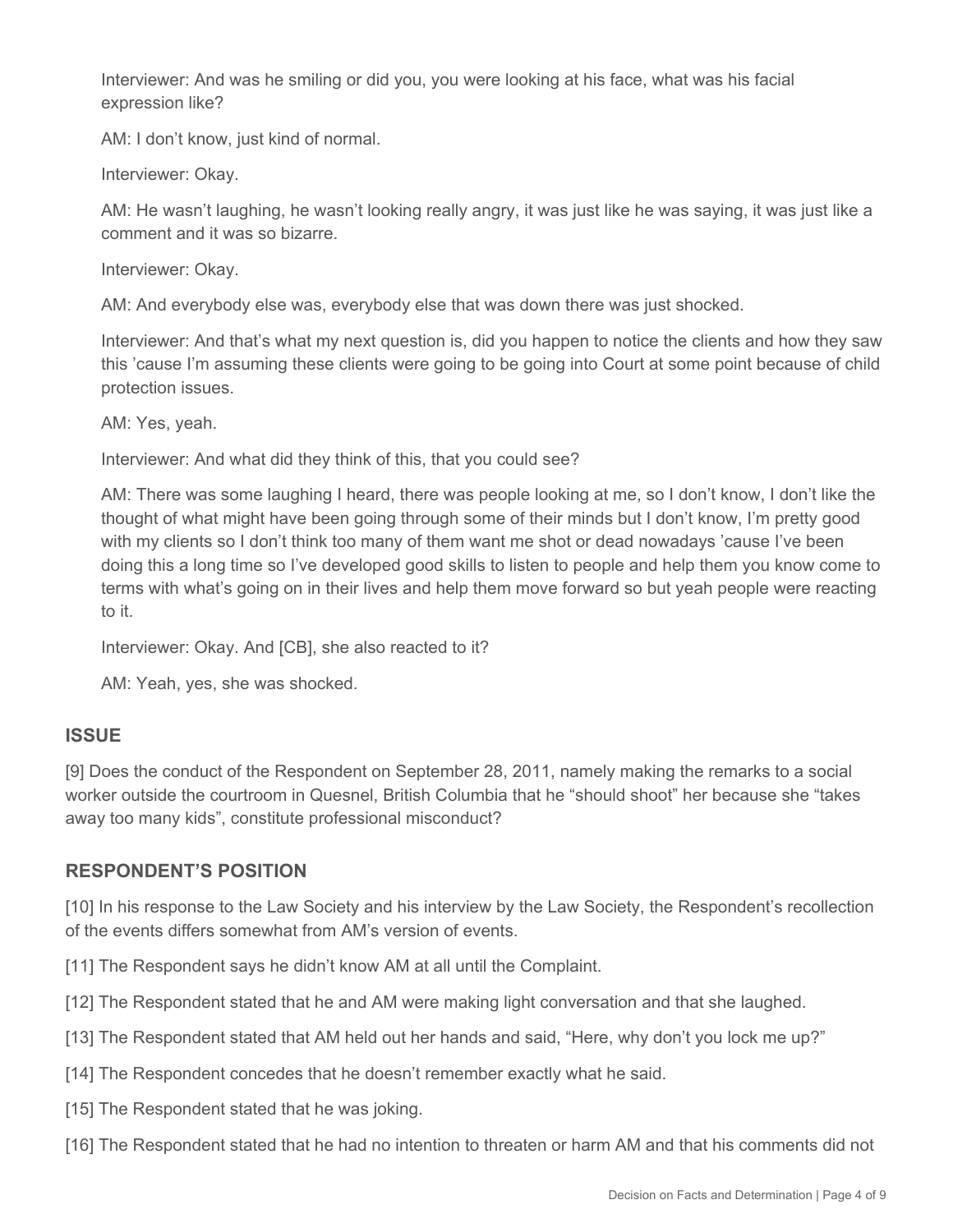Interviewer: And was he smiling or did you, you were looking at his face, what was his facial expression like?

AM: I don't know, just kind of normal.

Interviewer: Okay.

AM: He wasn't laughing, he wasn't looking really angry, it was just like he was saying, it was just like a comment and it was so bizarre.

Interviewer: Okay.

AM: And everybody else was, everybody else that was down there was just shocked.

Interviewer: And that's what my next question is, did you happen to notice the clients and how they saw this 'cause I'm assuming these clients were going to be going into Court at some point because of child protection issues.

AM: Yes, yeah.

Interviewer: And what did they think of this, that you could see?

AM: There was some laughing I heard, there was people looking at me, so I don't know, I don't like the thought of what might have been going through some of their minds but I don't know, I'm pretty good with my clients so I don't think too many of them want me shot or dead nowadays 'cause I've been doing this a long time so I've developed good skills to listen to people and help them you know come to terms with what's going on in their lives and help them move forward so but yeah people were reacting to it.

Interviewer: Okay. And [CB], she also reacted to it?

AM: Yeah, yes, she was shocked.

## ISSUE

[9] Does the conduct of the Respondent on September 28, 2011, namely making the remarks to a social worker outside the courtroom in Quesnel, British Columbia that he "should shoot" her because she "takes away too many kids", constitute professional misconduct?

## RESPONDENT'S POSITION

[10] In his response to the Law Society and his interview by the Law Society, the Respondent's recollection of the events differs somewhat from AM's version of events.

[11] The Respondent says he didn't know AM at all until the Complaint.

[12] The Respondent stated that he and AM were making light conversation and that she laughed.

[13] The Respondent stated that AM held out her hands and said, "Here, why don't you lock me up?"

[14] The Respondent concedes that he doesn't remember exactly what he said.

[15] The Respondent stated that he was joking.

[16] The Respondent stated that he had no intention to threaten or harm AM and that his comments did not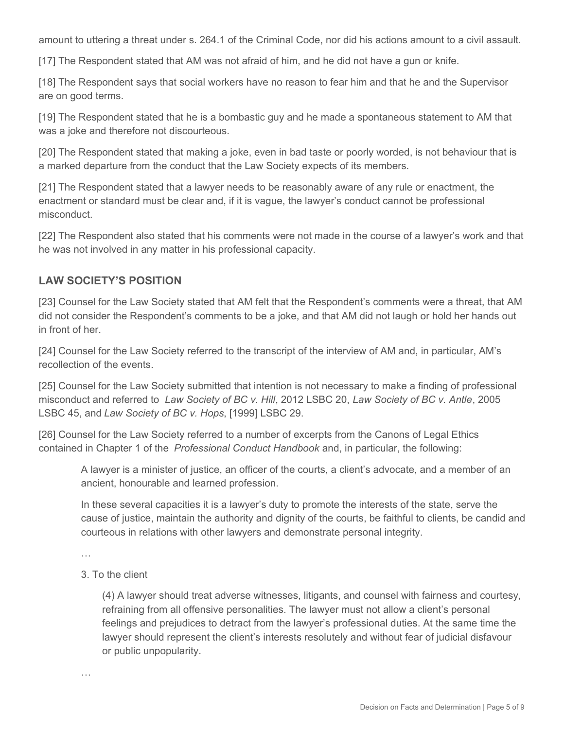amount to uttering a threat under s. 264.1 of the Criminal Code, nor did his actions amount to a civil assault.

[17] The Respondent stated that AM was not afraid of him, and he did not have a gun or knife.

[18] The Respondent says that social workers have no reason to fear him and that he and the Supervisor are on good terms.

[19] The Respondent stated that he is a bombastic guy and he made a spontaneous statement to AM that was a joke and therefore not discourteous.

[20] The Respondent stated that making a joke, even in bad taste or poorly worded, is not behaviour that is a marked departure from the conduct that the Law Society expects of its members.

[21] The Respondent stated that a lawyer needs to be reasonably aware of any rule or enactment, the enactment or standard must be clear and, if it is vague, the lawyer's conduct cannot be professional misconduct.

[22] The Respondent also stated that his comments were not made in the course of a lawyer's work and that he was not involved in any matter in his professional capacity.

## LAW SOCIETY'S POSITION

[23] Counsel for the Law Society stated that AM felt that the Respondent's comments were a threat, that AM did not consider the Respondent's comments to be a joke, and that AM did not laugh or hold her hands out in front of her.

[24] Counsel for the Law Society referred to the transcript of the interview of AM and, in particular, AM's recollection of the events.

[25] Counsel for the Law Society submitted that intention is not necessary to make a finding of professional misconduct and referred to *Law Society of BC v. Hill*, 2012 LSBC 20, *Law Society of BC v. Antle*, 2005 LSBC 45, and *Law Society of BC v. Hops*, [1999] LSBC 29.

[26] Counsel for the Law Society referred to a number of excerpts from the Canons of Legal Ethics contained in Chapter 1 of the *Professional Conduct Handbook* and, in particular, the following:

> A lawyer is a minister of justice, an officer of the courts, a client's advocate, and a member of an ancient, honourable and learned profession.
>
> In these several capacities it is a lawyer's duty to promote the interests of the state, serve the cause of justice, maintain the authority and dignity of the courts, be faithful to clients, be candid and courteous in relations with other lawyers and demonstrate personal integrity.
>
> …
>
> 3. To the client
>
> > (4) A lawyer should treat adverse witnesses, litigants, and counsel with fairness and courtesy, refraining from all offensive personalities. The lawyer must not allow a client's personal feelings and prejudices to detract from the lawyer's professional duties. At the same time the lawyer should represent the client's interests resolutely and without fear of judicial disfavour or public unpopularity.
>
> …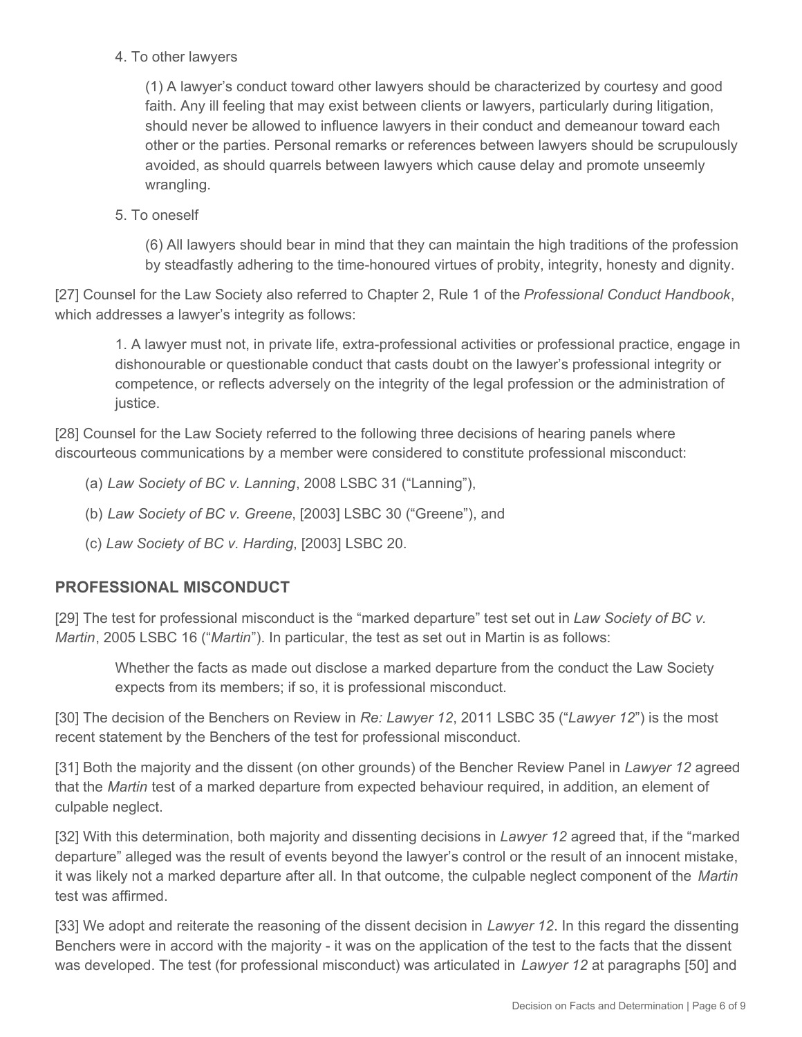4. To other lawyers

> (1) A lawyer's conduct toward other lawyers should be characterized by courtesy and good faith. Any ill feeling that may exist between clients or lawyers, particularly during litigation, should never be allowed to influence lawyers in their conduct and demeanour toward each other or the parties. Personal remarks or references between lawyers should be scrupulously avoided, as should quarrels between lawyers which cause delay and promote unseemly wrangling.

5. To oneself

> (6) All lawyers should bear in mind that they can maintain the high traditions of the profession by steadfastly adhering to the time-honoured virtues of probity, integrity, honesty and dignity.

[27] Counsel for the Law Society also referred to Chapter 2, Rule 1 of the *Professional Conduct Handbook*, which addresses a lawyer's integrity as follows:

> 1. A lawyer must not, in private life, extra-professional activities or professional practice, engage in dishonourable or questionable conduct that casts doubt on the lawyer's professional integrity or competence, or reflects adversely on the integrity of the legal profession or the administration of justice.

[28] Counsel for the Law Society referred to the following three decisions of hearing panels where discourteous communications by a member were considered to constitute professional misconduct:

(a) *Law Society of BC v. Lanning*, 2008 LSBC 31 ("Lanning"),

(b) *Law Society of BC v. Greene*, [2003] LSBC 30 ("Greene"), and

(c) *Law Society of BC v. Harding*, [2003] LSBC 20.

## PROFESSIONAL MISCONDUCT

[29] The test for professional misconduct is the "marked departure" test set out in *Law Society of BC v. Martin*, 2005 LSBC 16 ("*Martin*"). In particular, the test as set out in Martin is as follows:

> Whether the facts as made out disclose a marked departure from the conduct the Law Society expects from its members; if so, it is professional misconduct.

[30] The decision of the Benchers on Review in *Re: Lawyer 12*, 2011 LSBC 35 ("*Lawyer 12*") is the most recent statement by the Benchers of the test for professional misconduct.

[31] Both the majority and the dissent (on other grounds) of the Bencher Review Panel in *Lawyer 12* agreed that the *Martin* test of a marked departure from expected behaviour required, in addition, an element of culpable neglect.

[32] With this determination, both majority and dissenting decisions in *Lawyer 12* agreed that, if the "marked departure" alleged was the result of events beyond the lawyer's control or the result of an innocent mistake, it was likely not a marked departure after all. In that outcome, the culpable neglect component of the *Martin* test was affirmed.

[33] We adopt and reiterate the reasoning of the dissent decision in *Lawyer 12*. In this regard the dissenting Benchers were in accord with the majority - it was on the application of the test to the facts that the dissent was developed. The test (for professional misconduct) was articulated in *Lawyer 12* at paragraphs [50] and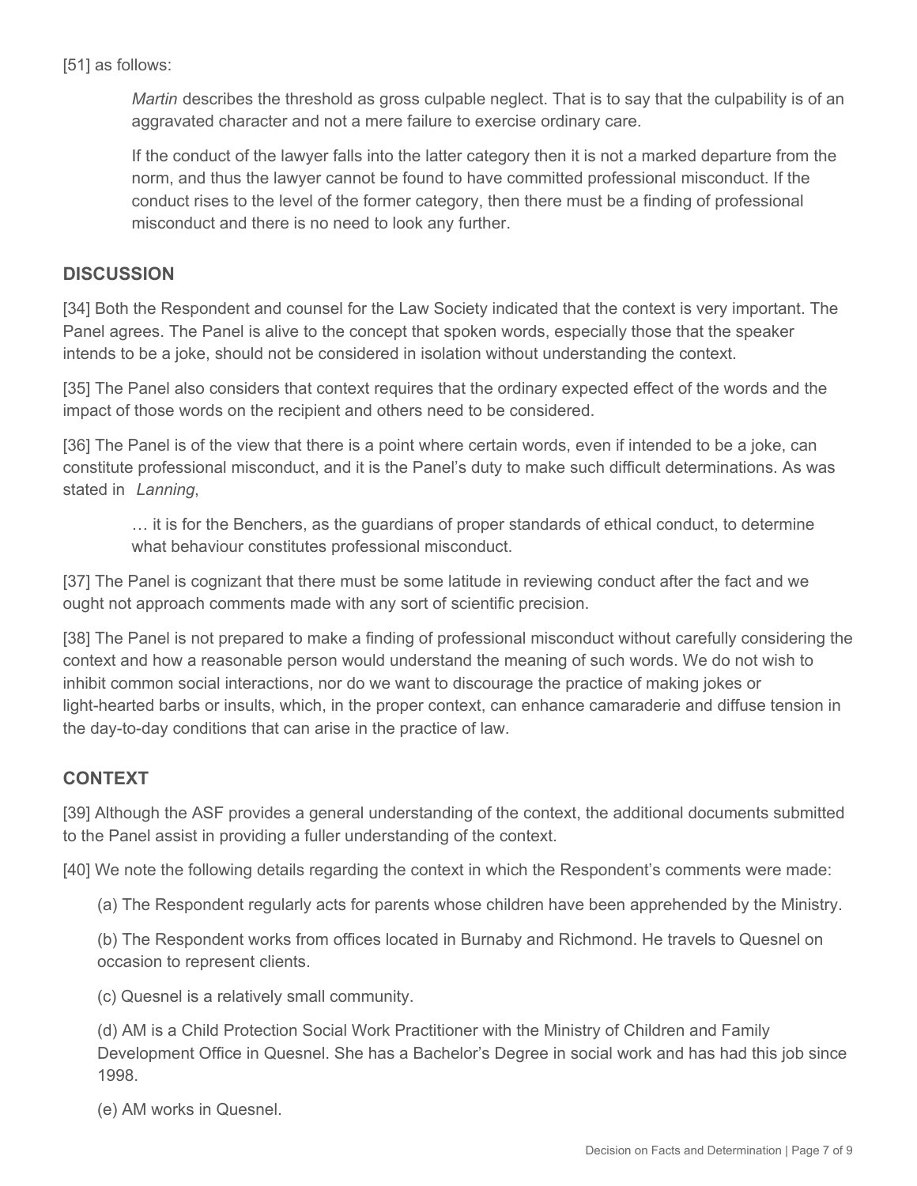[51] as follows:

> *Martin* describes the threshold as gross culpable neglect. That is to say that the culpability is of an aggravated character and not a mere failure to exercise ordinary care.
>
> If the conduct of the lawyer falls into the latter category then it is not a marked departure from the norm, and thus the lawyer cannot be found to have committed professional misconduct. If the conduct rises to the level of the former category, then there must be a finding of professional misconduct and there is no need to look any further.

## DISCUSSION

[34] Both the Respondent and counsel for the Law Society indicated that the context is very important. The Panel agrees. The Panel is alive to the concept that spoken words, especially those that the speaker intends to be a joke, should not be considered in isolation without understanding the context.

[35] The Panel also considers that context requires that the ordinary expected effect of the words and the impact of those words on the recipient and others need to be considered.

[36] The Panel is of the view that there is a point where certain words, even if intended to be a joke, can constitute professional misconduct, and it is the Panel's duty to make such difficult determinations. As was stated in *Lanning*,

> … it is for the Benchers, as the guardians of proper standards of ethical conduct, to determine what behaviour constitutes professional misconduct.

[37] The Panel is cognizant that there must be some latitude in reviewing conduct after the fact and we ought not approach comments made with any sort of scientific precision.

[38] The Panel is not prepared to make a finding of professional misconduct without carefully considering the context and how a reasonable person would understand the meaning of such words. We do not wish to inhibit common social interactions, nor do we want to discourage the practice of making jokes or light-hearted barbs or insults, which, in the proper context, can enhance camaraderie and diffuse tension in the day-to-day conditions that can arise in the practice of law.

## CONTEXT

[39] Although the ASF provides a general understanding of the context, the additional documents submitted to the Panel assist in providing a fuller understanding of the context.

[40] We note the following details regarding the context in which the Respondent's comments were made:

(a) The Respondent regularly acts for parents whose children have been apprehended by the Ministry.

(b) The Respondent works from offices located in Burnaby and Richmond. He travels to Quesnel on occasion to represent clients.

(c) Quesnel is a relatively small community.

(d) AM is a Child Protection Social Work Practitioner with the Ministry of Children and Family Development Office in Quesnel. She has a Bachelor's Degree in social work and has had this job since 1998.

(e) AM works in Quesnel.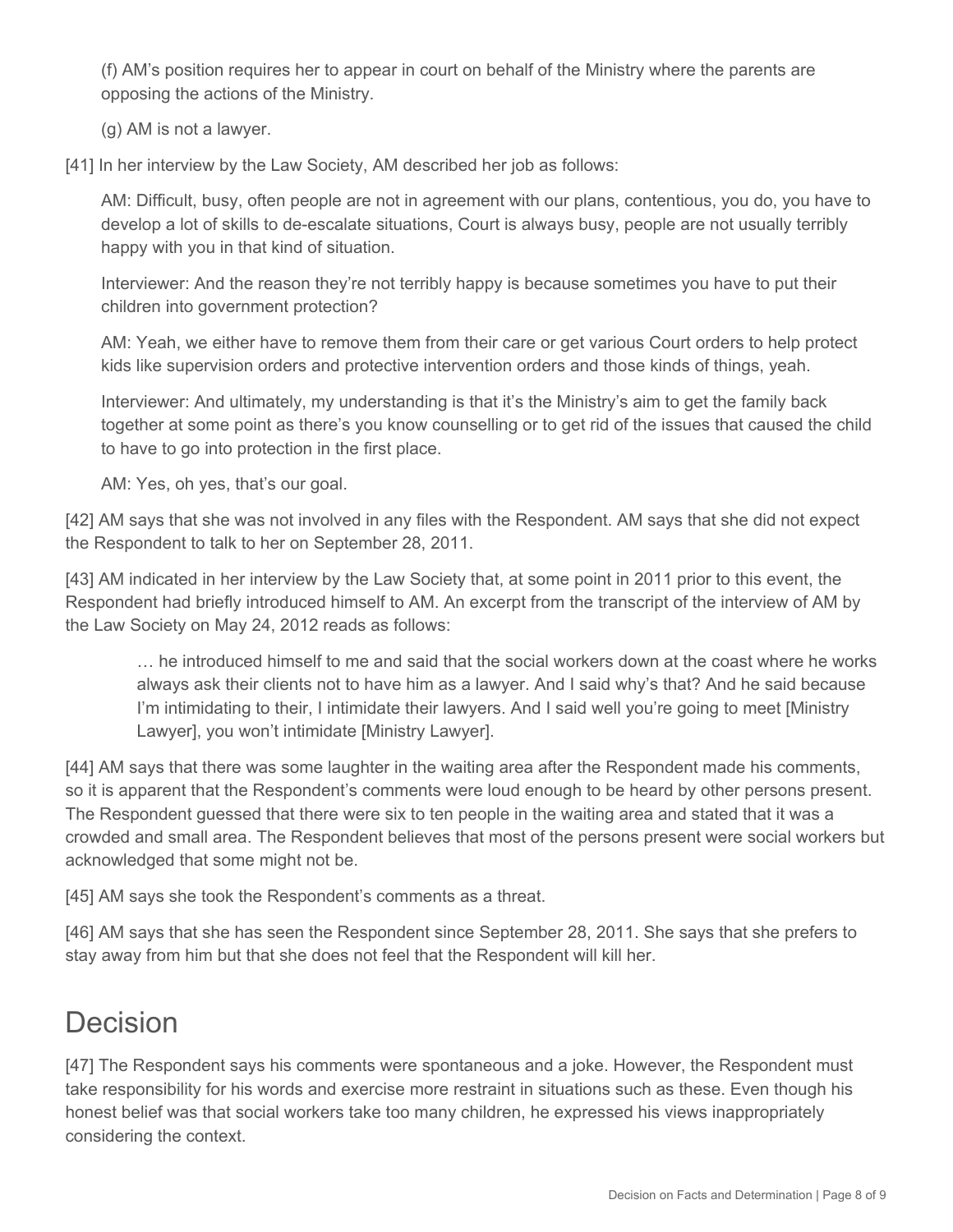(f) AM's position requires her to appear in court on behalf of the Ministry where the parents are opposing the actions of the Ministry.

(g) AM is not a lawyer.

[41] In her interview by the Law Society, AM described her job as follows:

> AM: Difficult, busy, often people are not in agreement with our plans, contentious, you do, you have to develop a lot of skills to de-escalate situations, Court is always busy, people are not usually terribly happy with you in that kind of situation.
>
> Interviewer: And the reason they're not terribly happy is because sometimes you have to put their children into government protection?
>
> AM: Yeah, we either have to remove them from their care or get various Court orders to help protect kids like supervision orders and protective intervention orders and those kinds of things, yeah.
>
> Interviewer: And ultimately, my understanding is that it's the Ministry's aim to get the family back together at some point as there's you know counselling or to get rid of the issues that caused the child to have to go into protection in the first place.
>
> AM: Yes, oh yes, that's our goal.

[42] AM says that she was not involved in any files with the Respondent. AM says that she did not expect the Respondent to talk to her on September 28, 2011.

[43] AM indicated in her interview by the Law Society that, at some point in 2011 prior to this event, the Respondent had briefly introduced himself to AM. An excerpt from the transcript of the interview of AM by the Law Society on May 24, 2012 reads as follows:

> … he introduced himself to me and said that the social workers down at the coast where he works always ask their clients not to have him as a lawyer. And I said why's that? And he said because I'm intimidating to their, I intimidate their lawyers. And I said well you're going to meet [Ministry Lawyer], you won't intimidate [Ministry Lawyer].

[44] AM says that there was some laughter in the waiting area after the Respondent made his comments, so it is apparent that the Respondent's comments were loud enough to be heard by other persons present. The Respondent guessed that there were six to ten people in the waiting area and stated that it was a crowded and small area. The Respondent believes that most of the persons present were social workers but acknowledged that some might not be.

[45] AM says she took the Respondent's comments as a threat.

[46] AM says that she has seen the Respondent since September 28, 2011. She says that she prefers to stay away from him but that she does not feel that the Respondent will kill her.

# Decision

[47] The Respondent says his comments were spontaneous and a joke. However, the Respondent must take responsibility for his words and exercise more restraint in situations such as these. Even though his honest belief was that social workers take too many children, he expressed his views inappropriately considering the context.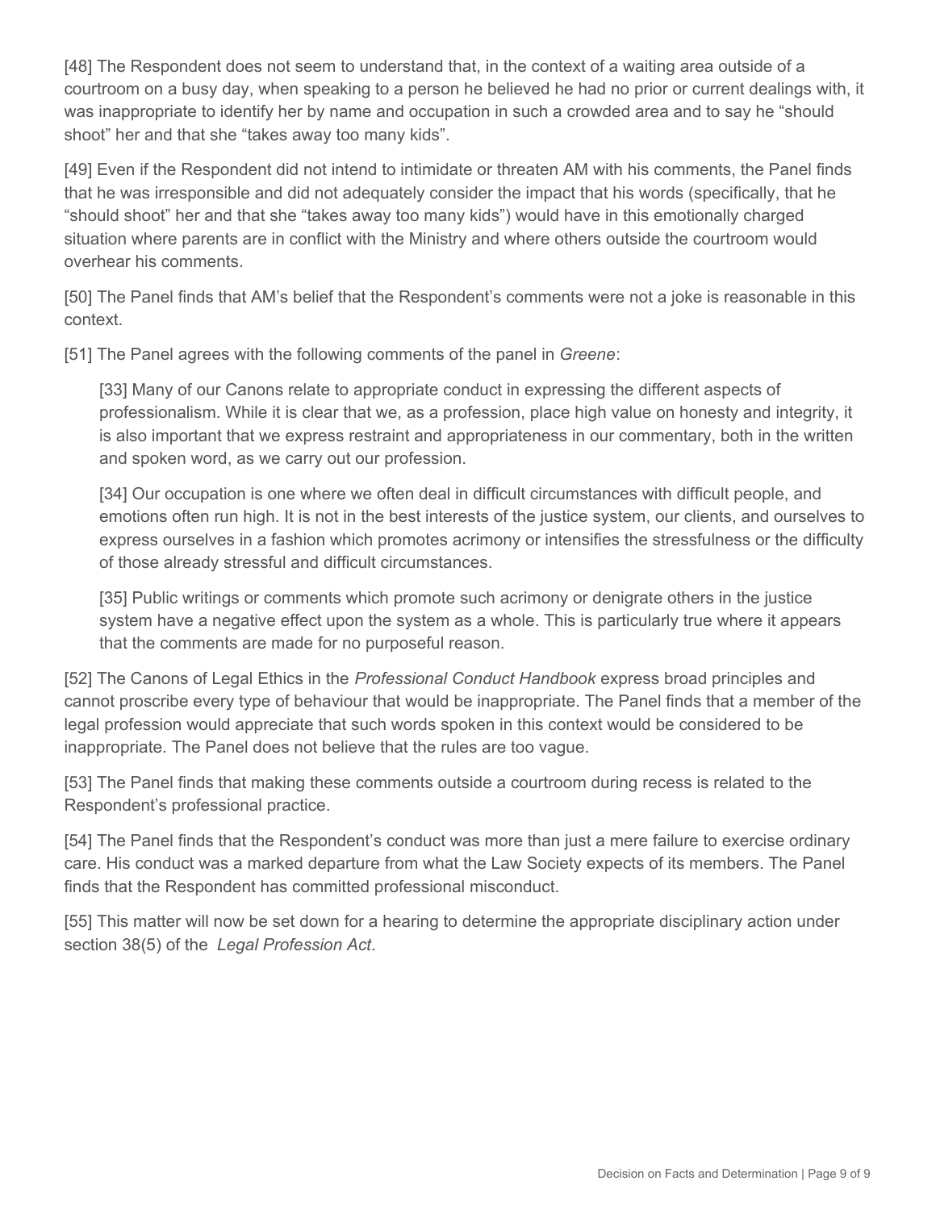[48] The Respondent does not seem to understand that, in the context of a waiting area outside of a courtroom on a busy day, when speaking to a person he believed he had no prior or current dealings with, it was inappropriate to identify her by name and occupation in such a crowded area and to say he "should shoot" her and that she "takes away too many kids".

[49] Even if the Respondent did not intend to intimidate or threaten AM with his comments, the Panel finds that he was irresponsible and did not adequately consider the impact that his words (specifically, that he "should shoot" her and that she "takes away too many kids") would have in this emotionally charged situation where parents are in conflict with the Ministry and where others outside the courtroom would overhear his comments.

[50] The Panel finds that AM's belief that the Respondent's comments were not a joke is reasonable in this context.

[51] The Panel agrees with the following comments of the panel in *Greene*:

> [33] Many of our Canons relate to appropriate conduct in expressing the different aspects of professionalism. While it is clear that we, as a profession, place high value on honesty and integrity, it is also important that we express restraint and appropriateness in our commentary, both in the written and spoken word, as we carry out our profession.
>
> [34] Our occupation is one where we often deal in difficult circumstances with difficult people, and emotions often run high. It is not in the best interests of the justice system, our clients, and ourselves to express ourselves in a fashion which promotes acrimony or intensifies the stressfulness or the difficulty of those already stressful and difficult circumstances.
>
> [35] Public writings or comments which promote such acrimony or denigrate others in the justice system have a negative effect upon the system as a whole. This is particularly true where it appears that the comments are made for no purposeful reason.

[52] The Canons of Legal Ethics in the *Professional Conduct Handbook* express broad principles and cannot proscribe every type of behaviour that would be inappropriate. The Panel finds that a member of the legal profession would appreciate that such words spoken in this context would be considered to be inappropriate. The Panel does not believe that the rules are too vague.

[53] The Panel finds that making these comments outside a courtroom during recess is related to the Respondent's professional practice.

[54] The Panel finds that the Respondent's conduct was more than just a mere failure to exercise ordinary care. His conduct was a marked departure from what the Law Society expects of its members. The Panel finds that the Respondent has committed professional misconduct.

[55] This matter will now be set down for a hearing to determine the appropriate disciplinary action under section 38(5) of the *Legal Profession Act*.